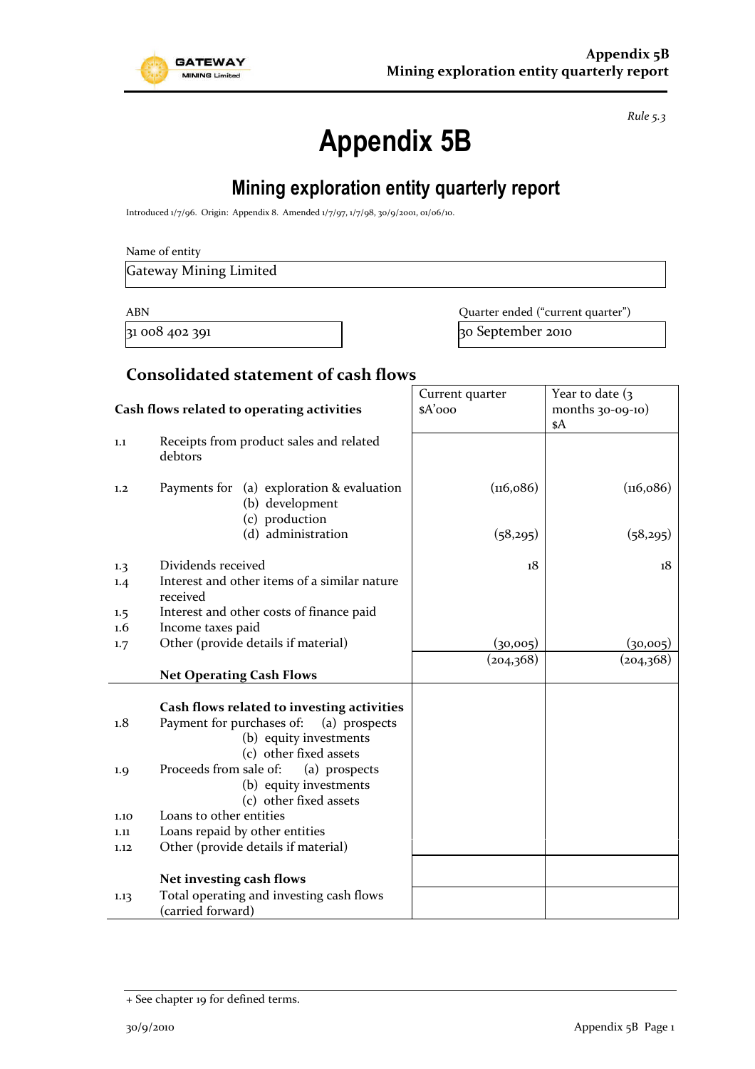*Rule 5.3*

# Appendix 5B

## Mining exploration entity quarterly report

Introduced 1/7/96. Origin: Appendix 8. Amended 1/7/97, 1/7/98, 30/9/2001, 01/06/10.

Name of entity

Gateway Mining Limited

| ABN | Quarter ended ("current quarter") |
|---|---|
| 31 008 402 391 | 30 September 2010 |

### Consolidated statement of cash flows

| | Cash flows related to operating activities | Current quarter $A'000 | Year to date (3 months 30-09-10) $A |
|---|---|---|---|
| 1.1 | Receipts from product sales and related debtors | | |
| 1.2 | Payments for (a) exploration & evaluation | (116,086) | (116,086) |
| | (b) development | | |
| | (c) production | | |
| | (d) administration | (58,295) | (58,295) |
| 1.3 | Dividends received | 18 | 18 |
| 1.4 | Interest and other items of a similar nature received | | |
| 1.5 | Interest and other costs of finance paid | | |
| 1.6 | Income taxes paid | | |
| 1.7 | Other (provide details if material) | (30,005) | (30,005) |
| | **Net Operating Cash Flows** | (204,368) | (204,368) |
| | **Cash flows related to investing activities** | | |
| 1.8 | Payment for purchases of: (a) prospects | | |
| | (b) equity investments | | |
| | (c) other fixed assets | | |
| 1.9 | Proceeds from sale of: (a) prospects | | |
| | (b) equity investments | | |
| | (c) other fixed assets | | |
| 1.10 | Loans to other entities | | |
| 1.11 | Loans repaid by other entities | | |
| 1.12 | Other (provide details if material) | | |
| | **Net investing cash flows** | | |
| 1.13 | Total operating and investing cash flows (carried forward) | | |

+ See chapter 19 for defined terms.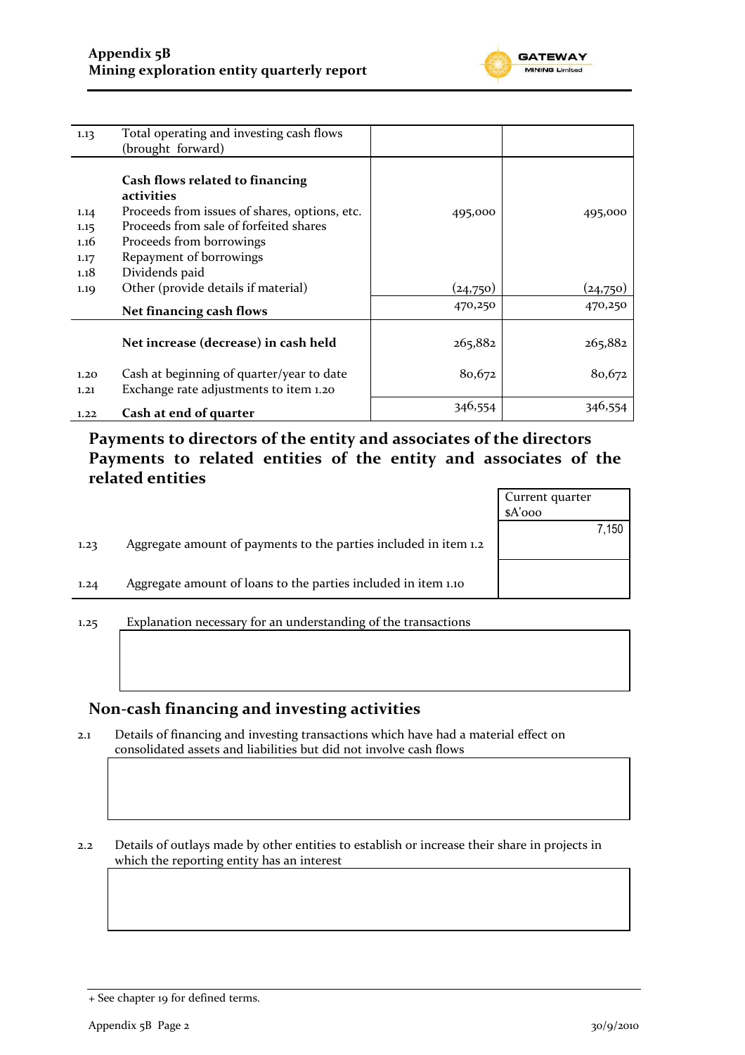| | | | |
|---|---|---|---|
| 1.13 | Total operating and investing cash flows (brought forward) | | |
| | **Cash flows related to financing activities** | | |
| 1.14 | Proceeds from issues of shares, options, etc. | 495,000 | 495,000 |
| 1.15 | Proceeds from sale of forfeited shares | | |
| 1.16 | Proceeds from borrowings | | |
| 1.17 | Repayment of borrowings | | |
| 1.18 | Dividends paid | | |
| 1.19 | Other (provide details if material) | (24,750) | (24,750) |
| | **Net financing cash flows** | 470,250 | 470,250 |
| | **Net increase (decrease) in cash held** | 265,882 | 265,882 |
| 1.20 | Cash at beginning of quarter/year to date | 80,672 | 80,672 |
| 1.21 | Exchange rate adjustments to item 1.20 | | |
| 1.22 | **Cash at end of quarter** | 346,554 | 346,554 |

## Payments to directors of the entity and associates of the directors Payments to related entities of the entity and associates of the related entities

| | | Current quarter $A'000 |
|---|---|---|
| 1.23 | Aggregate amount of payments to the parties included in item 1.2 | 7,150 |
| 1.24 | Aggregate amount of loans to the parties included in item 1.10 | |

1.25 Explanation necessary for an understanding of the transactions

## Non-cash financing and investing activities

2.1 Details of financing and investing transactions which have had a material effect on consolidated assets and liabilities but did not involve cash flows

2.2 Details of outlays made by other entities to establish or increase their share in projects in which the reporting entity has an interest

+ See chapter 19 for defined terms.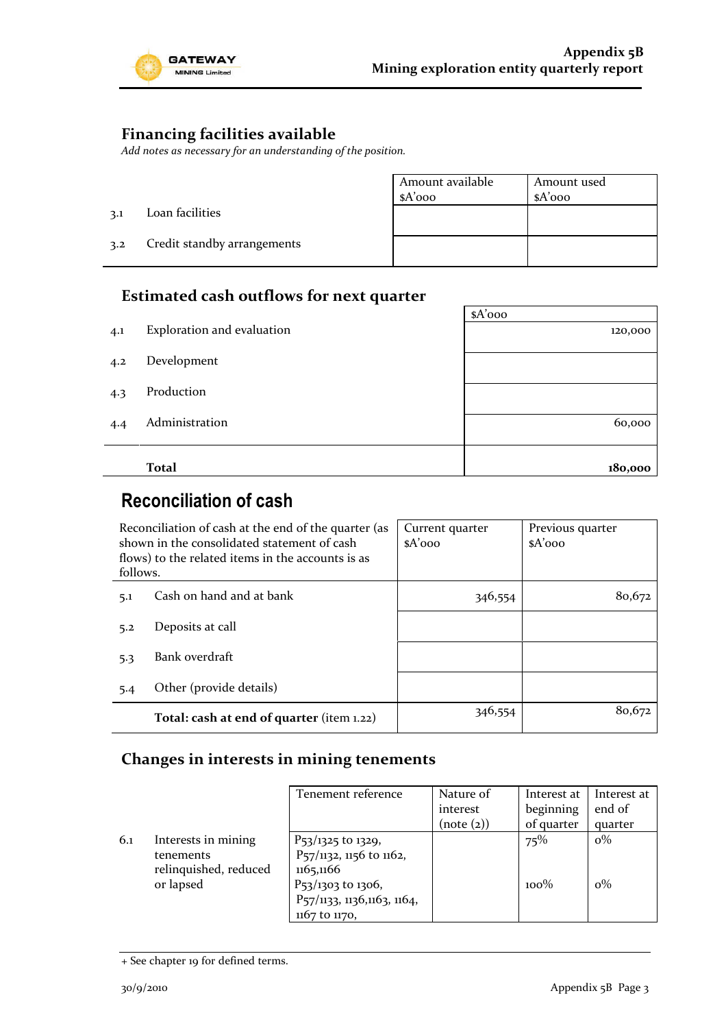## Financing facilities available

*Add notes as necessary for an understanding of the position.*

| | | Amount available $A'000 | Amount used $A'000 |
|---|---|---|---|
| 3.1 | Loan facilities | | |
| 3.2 | Credit standby arrangements | | |

## Estimated cash outflows for next quarter

| | | $A'000 |
|---|---|---|
| 4.1 | Exploration and evaluation | 120,000 |
| 4.2 | Development | |
| 4.3 | Production | |
| 4.4 | Administration | 60,000 |
| | **Total** | **180,000** |

## Reconciliation of cash

| Reconciliation of cash at the end of the quarter (as shown in the consolidated statement of cash flows) to the related items in the accounts is as follows. | | Current quarter $A'000 | Previous quarter $A'000 |
|---|---|---|---|
| 5.1 | Cash on hand and at bank | 346,554 | 80,672 |
| 5.2 | Deposits at call | | |
| 5.3 | Bank overdraft | | |
| 5.4 | Other (provide details) | | |
| | **Total: cash at end of quarter** (item 1.22) | 346,554 | 80,672 |

## Changes in interests in mining tenements

| | | Tenement reference | Nature of interest (note (2)) | Interest at beginning of quarter | Interest at end of quarter |
|---|---|---|---|---|---|
| 6.1 | Interests in mining tenements relinquished, reduced or lapsed | P53/1325 to 1329, P57/1132, 1156 to 1162, 1165,1166 | | 75% | 0% |
| | | P53/1303 to 1306, P57/1133, 1136,1163, 1164, 1167 to 1170, | | 100% | 0% |

+ See chapter 19 for defined terms.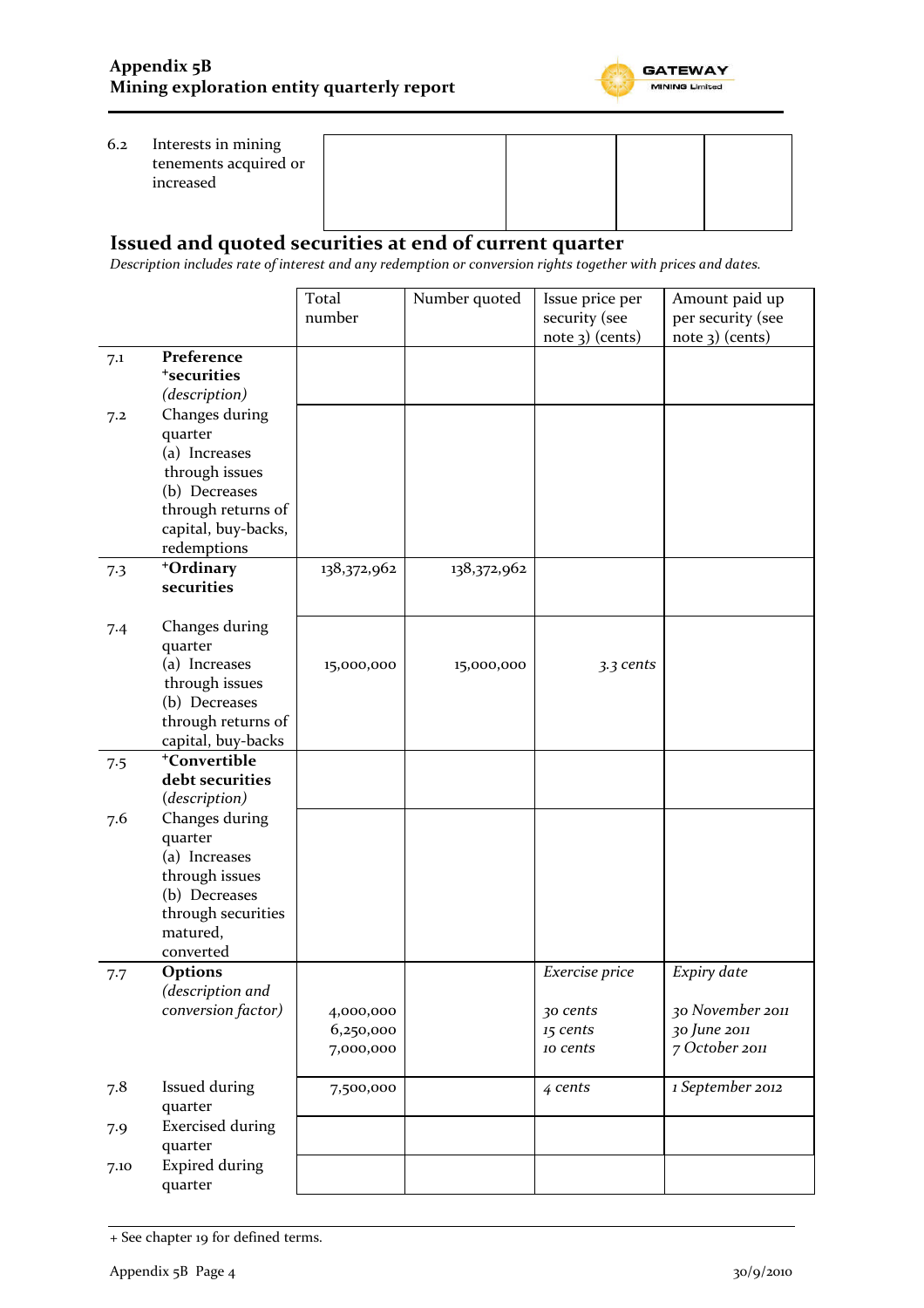| 6.2 | Interests in mining tenements acquired or increased | | | | |
|---|---|---|---|---|---|

## Issued and quoted securities at end of current quarter

*Description includes rate of interest and any redemption or conversion rights together with prices and dates.*

| | | Total number | Number quoted | Issue price per security (see note 3) (cents) | Amount paid up per security (see note 3) (cents) |
|---|---|---|---|---|---|
| 7.1 | **Preference +securities** *(description)* | | | | |
| 7.2 | Changes during quarter (a) Increases through issues (b) Decreases through returns of capital, buy-backs, redemptions | | | | |
| 7.3 | **+Ordinary securities** | 138,372,962 | 138,372,962 | | |
| 7.4 | Changes during quarter (a) Increases through issues (b) Decreases through returns of capital, buy-backs | 15,000,000 | 15,000,000 | *3.3 cents* | |
| 7.5 | **+Convertible debt securities** *(description)* | | | | |
| 7.6 | Changes during quarter (a) Increases through issues (b) Decreases through securities matured, converted | | | | |
| 7.7 | **Options** *(description and conversion factor)* | 4,000,000<br>6,250,000<br>7,000,000 | | *Exercise price*<br>*30 cents*<br>*15 cents*<br>*10 cents* | *Expiry date*<br>*30 November 2011*<br>*30 June 2011*<br>*7 October 2011* |
| 7.8 | Issued during quarter | 7,500,000 | | *4 cents* | *1 September 2012* |
| 7.9 | Exercised during quarter | | | | |
| 7.10 | Expired during quarter | | | | |

+ See chapter 19 for defined terms.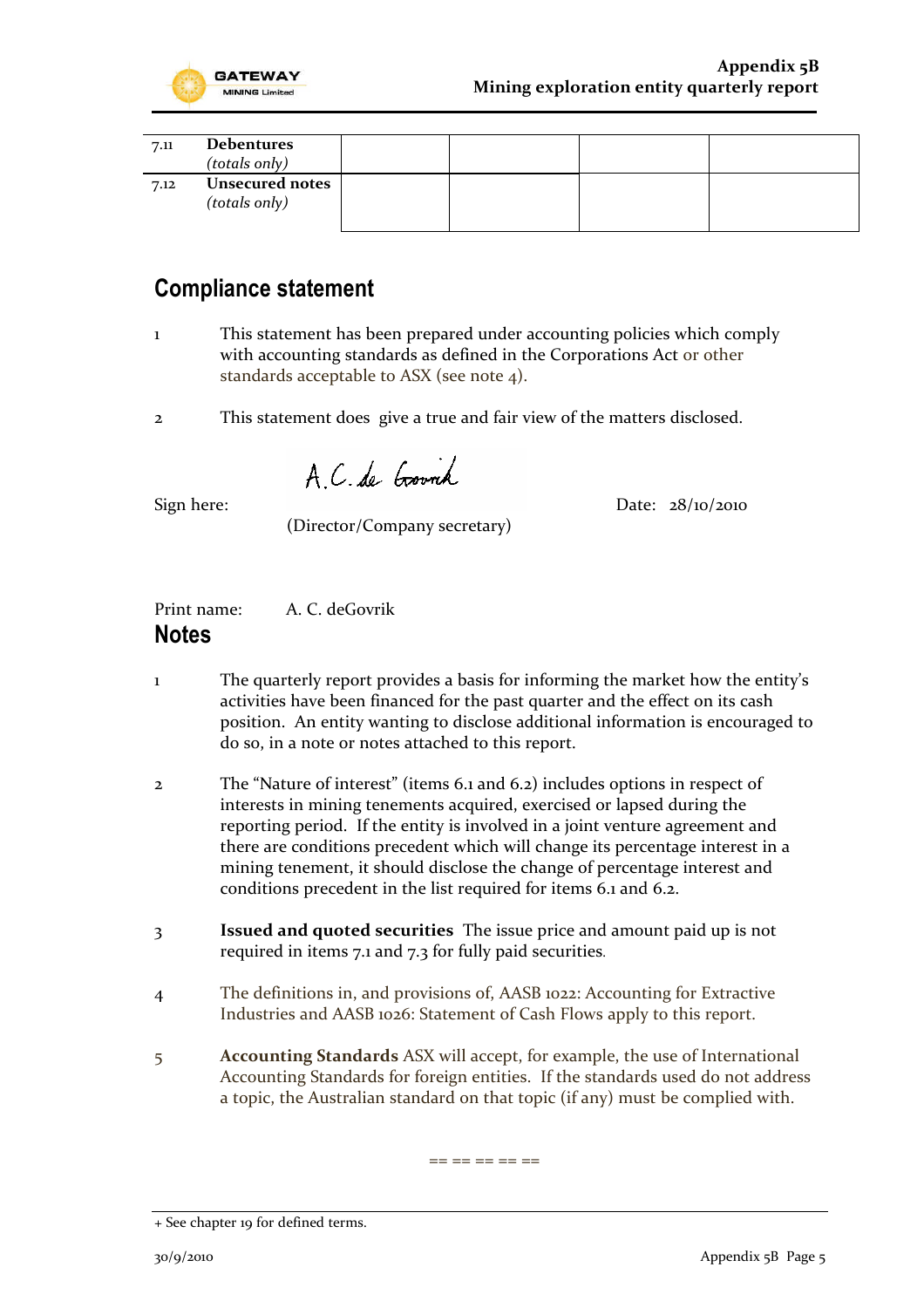| | | | | | |
|---|---|---|---|---|---|
| 7.11 | **Debentures** *(totals only)* | | | | |
| 7.12 | **Unsecured notes** *(totals only)* | | | | |

## Compliance statement

1 This statement has been prepared under accounting policies which comply with accounting standards as defined in the Corporations Act or other standards acceptable to ASX (see note 4).

2 This statement does give a true and fair view of the matters disclosed.

Sign here: A.C. de Govrik (Director/Company secretary) Date: 28/10/2010

Print name: A. C. deGovrik

## Notes

1 The quarterly report provides a basis for informing the market how the entity's activities have been financed for the past quarter and the effect on its cash position. An entity wanting to disclose additional information is encouraged to do so, in a note or notes attached to this report.

2 The "Nature of interest" (items 6.1 and 6.2) includes options in respect of interests in mining tenements acquired, exercised or lapsed during the reporting period. If the entity is involved in a joint venture agreement and there are conditions precedent which will change its percentage interest in a mining tenement, it should disclose the change of percentage interest and conditions precedent in the list required for items 6.1 and 6.2.

3 **Issued and quoted securities** The issue price and amount paid up is not required in items 7.1 and 7.3 for fully paid securities.

4 The definitions in, and provisions of, AASB 1022: Accounting for Extractive Industries and AASB 1026: Statement of Cash Flows apply to this report.

5 **Accounting Standards** ASX will accept, for example, the use of International Accounting Standards for foreign entities. If the standards used do not address a topic, the Australian standard on that topic (if any) must be complied with.

== == == == ==

+ See chapter 19 for defined terms.